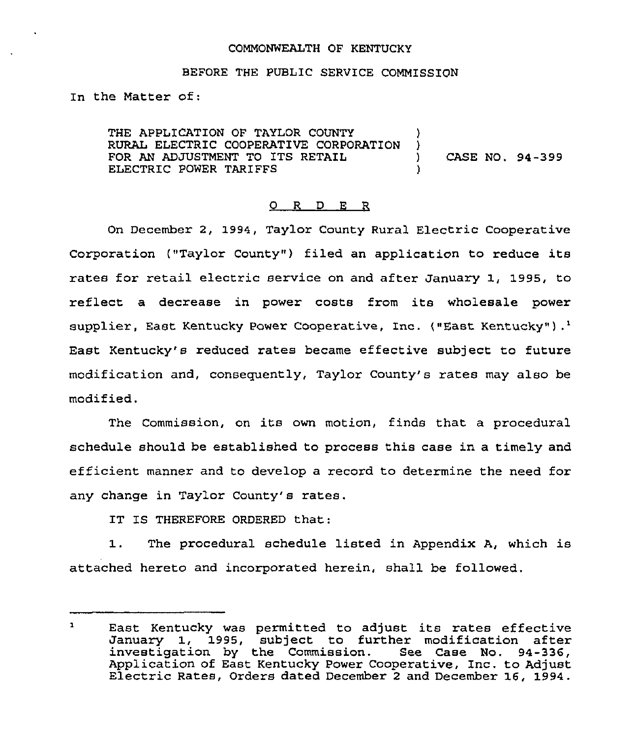COMMONWEALTH OF KENTUCKY

BEFORE THE PUBLIC SERVICE COMMISSION

In the Matter of:

THE APPLICATION OF TAYLOR COUNTY RURAL ELECTRIC COOPERATIVE CORPORATION FOR AN ADJUSTMENT TO ITS RETAIL ELECTRIC POWER TARIFFS ) CASE NO. 94-399

O R D E R

On December 2, 1994, Taylor County Rural Electric Cooperative Corporation ("Taylor County") filed an application to reduce its rates for retail electric service on and after January 1, 1995, to reflect a decrease in power costs from its wholesale power supplier, East Kentucky Power Cooperative, Inc. ("East Kentucky").[1] East Kentucky's reduced rates became effective subject to future modification and, consequently, Taylor County's rates may also be modified.

The Commission, on its own motion, finds that a procedural schedule should be established to process this case in a timely and efficient manner and to develop a record to determine the need for any change in Taylor County's rates.

IT IS THEREFORE ORDERED that:

1. The procedural schedule listed in Appendix A, which is attached hereto and incorporated herein, shall be followed.

[1] East Kentucky was permitted to adjust its rates effective January 1, 1995, subject to further modification after investigation by the Commission. See Case No. 94-336, Application of East Kentucky Power Cooperative, Inc. to Adjust Electric Rates, Orders dated December 2 and December 16, 1994.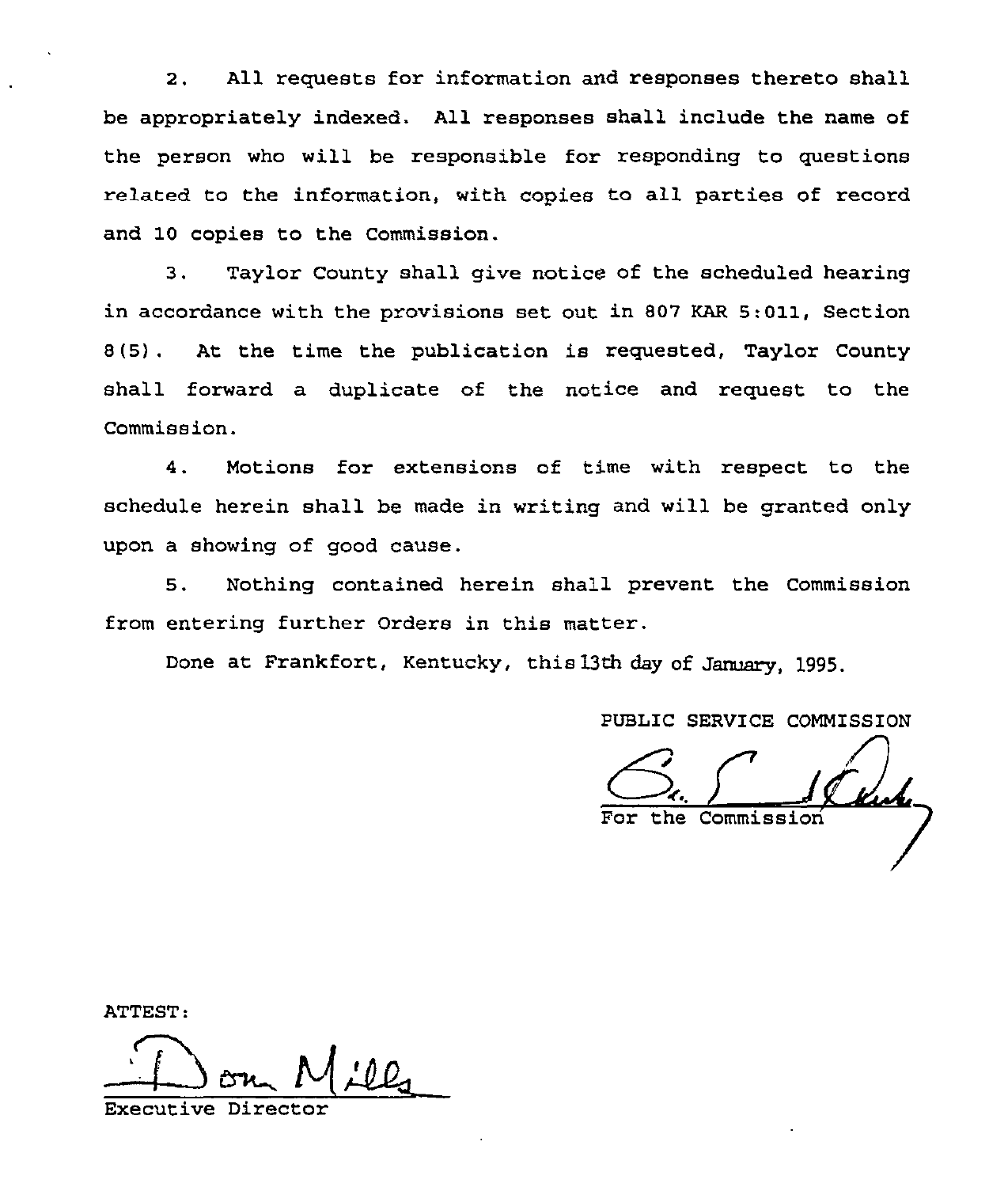2. All requests for information and responses thereto shall be appropriately indexed. All responses shall include the name of the person who will be responsible for responding to questions related to the information, with copies to all parties of record and 10 copies to the Commission.

3. Taylor County shall give notice of the scheduled hearing in accordance with the provisions set out in 807 KAR 5:011, Section 8(5). At the time the publication is requested, Taylor County shall forward a duplicate of the notice and request to the Commission.

4. Motions for extensions of time with respect to the schedule herein shall be made in writing and will be granted only upon a showing of good cause.

5. Nothing contained herein shall prevent the Commission from entering further Orders in this matter.

Done at Frankfort, Kentucky, this 13th day of January, 1995.

PUBLIC SERVICE COMMISSION

For the Commission

ATTEST:

Executive Director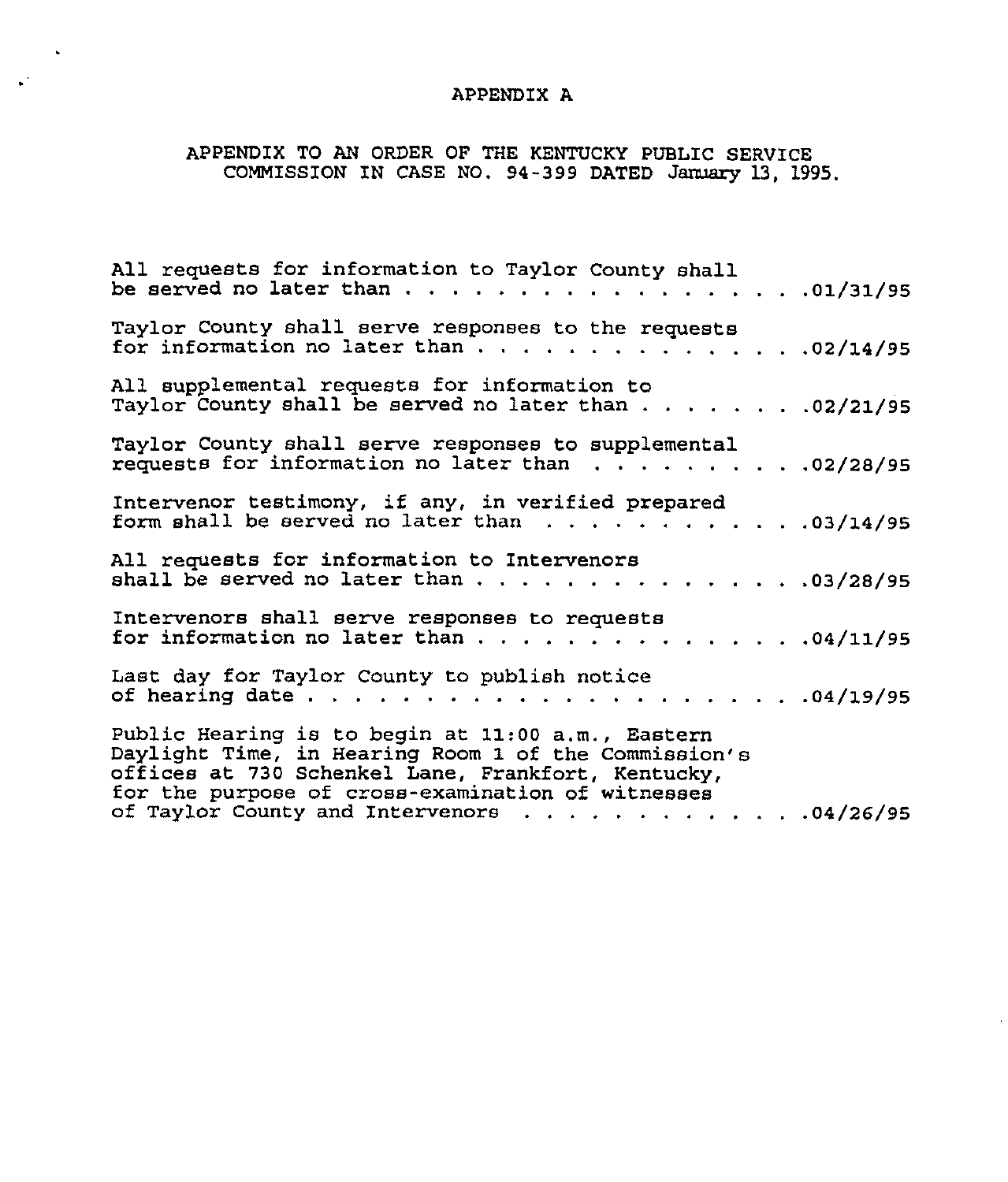# APPENDIX A

## APPENDIX TO AN ORDER OF THE KENTUCKY PUBLIC SERVICE COMMISSION IN CASE NO. 94-399 DATED January 13, 1995.

All requests for information to Taylor County shall be served no later than . . . . . . . . . . . . . . . . . . .01/31/95

Taylor County shall serve responses to the requests for information no later than . . . . . . . . . . . . . . .02/14/95

All supplemental requests for information to Taylor County shall be served no later than . . . . . . . .02/21/95

Taylor County shall serve responses to supplemental requests for information no later than . . . . . . . . . . .02/28/95

Intervenor testimony, if any, in verified prepared form shall be served no later than . . . . . . . . . . . .03/14/95

All requests for information to Intervenors shall be served no later than . . . . . . . . . . . . . . .03/28/95

Intervenors shall serve responses to requests for information no later than . . . . . . . . . . . . . . .04/11/95

Last day for Taylor County to publish notice of hearing date . . . . . . . . . . . . . . . . . . . . . . . . .04/19/95

Public Hearing is to begin at 11:00 a.m., Eastern Daylight Time, in Hearing Room 1 of the Commission's offices at 730 Schenkel Lane, Frankfort, Kentucky, for the purpose of cross-examination of witnesses of Taylor County and Intervenors . . . . . . . . . . . . .04/26/95